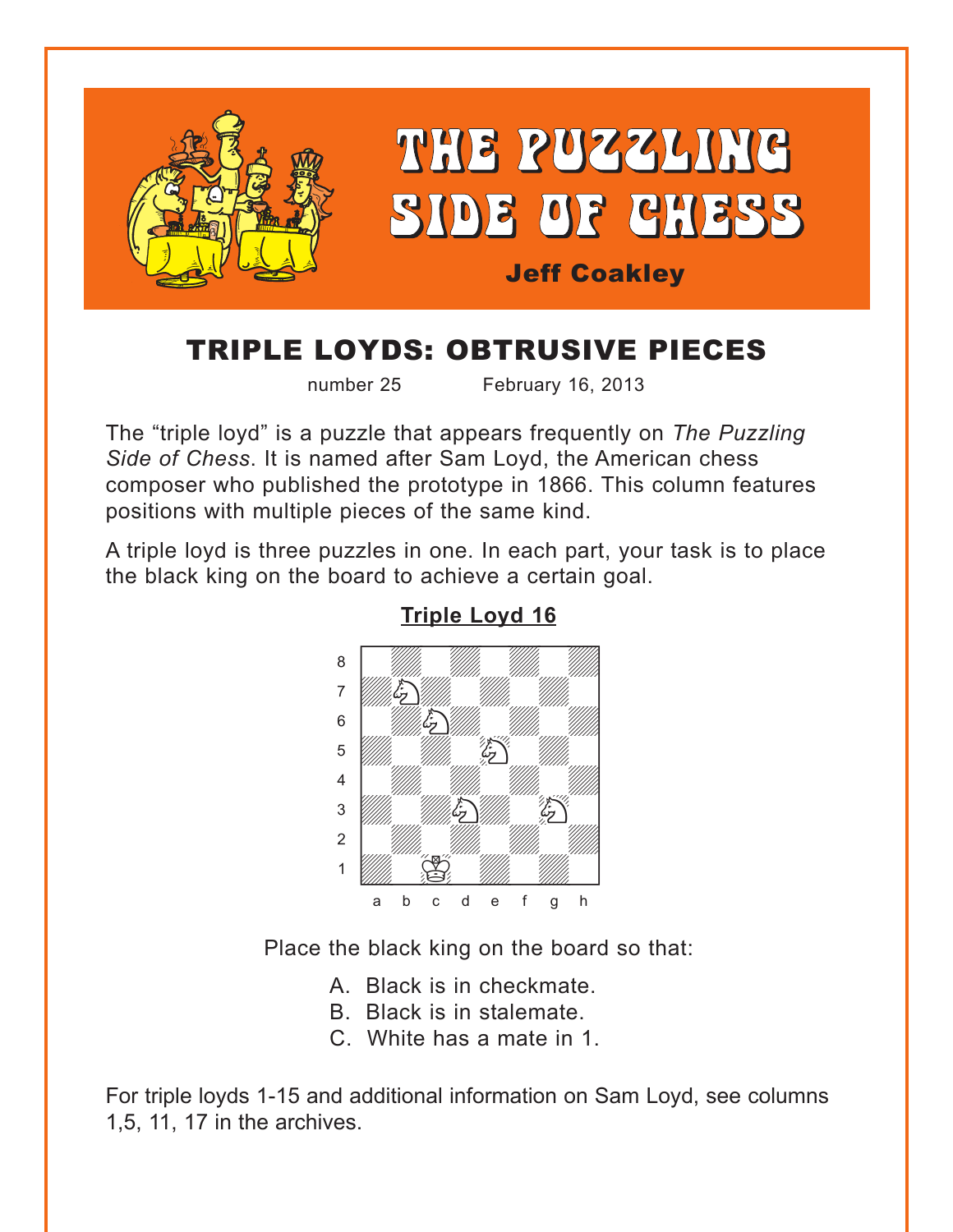# THE PUZZLING SIDE OF CHESS

**Jeff Coakley**

## TRIPLE LOYDS: OBTRUSIVE PIECES

number 25 February 16, 2013

The "triple loyd" is a puzzle that appears frequently on *The Puzzling Side of Chess*. It is named after Sam Loyd, the American chess composer who published the prototype in 1866. This column features positions with multiple pieces of the same kind.

A triple loyd is three puzzles in one. In each part, your task is to place the black king on the board to achieve a certain goal.

### Triple Loyd 16

Place the black king on the board so that:

A. Black is in checkmate.
B. Black is in stalemate.
C. White has a mate in 1.

For triple loyds 1-15 and additional information on Sam Loyd, see columns 1,5, 11, 17 in the archives.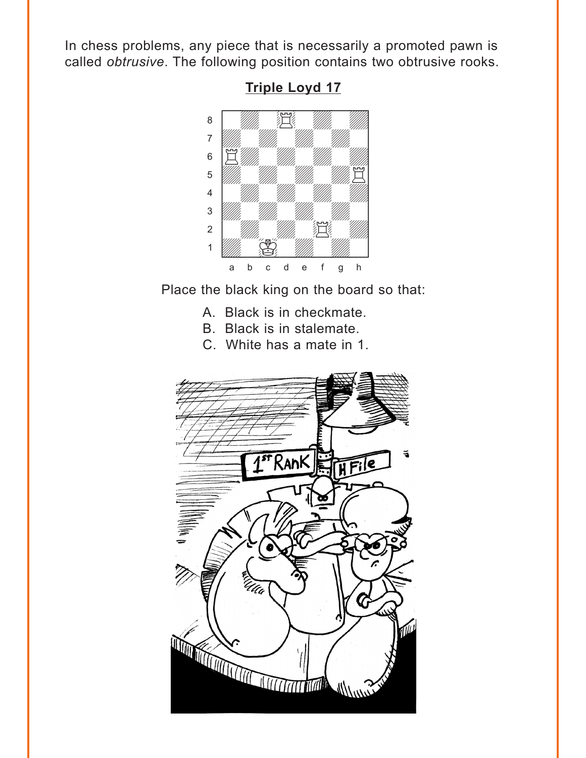In chess problems, any piece that is necessarily a promoted pawn is called *obtrusive*. The following position contains two obtrusive rooks.

**Triple Loyd 17**

Place the black king on the board so that:

A. Black is in checkmate.
B. Black is in stalemate.
C. White has a mate in 1.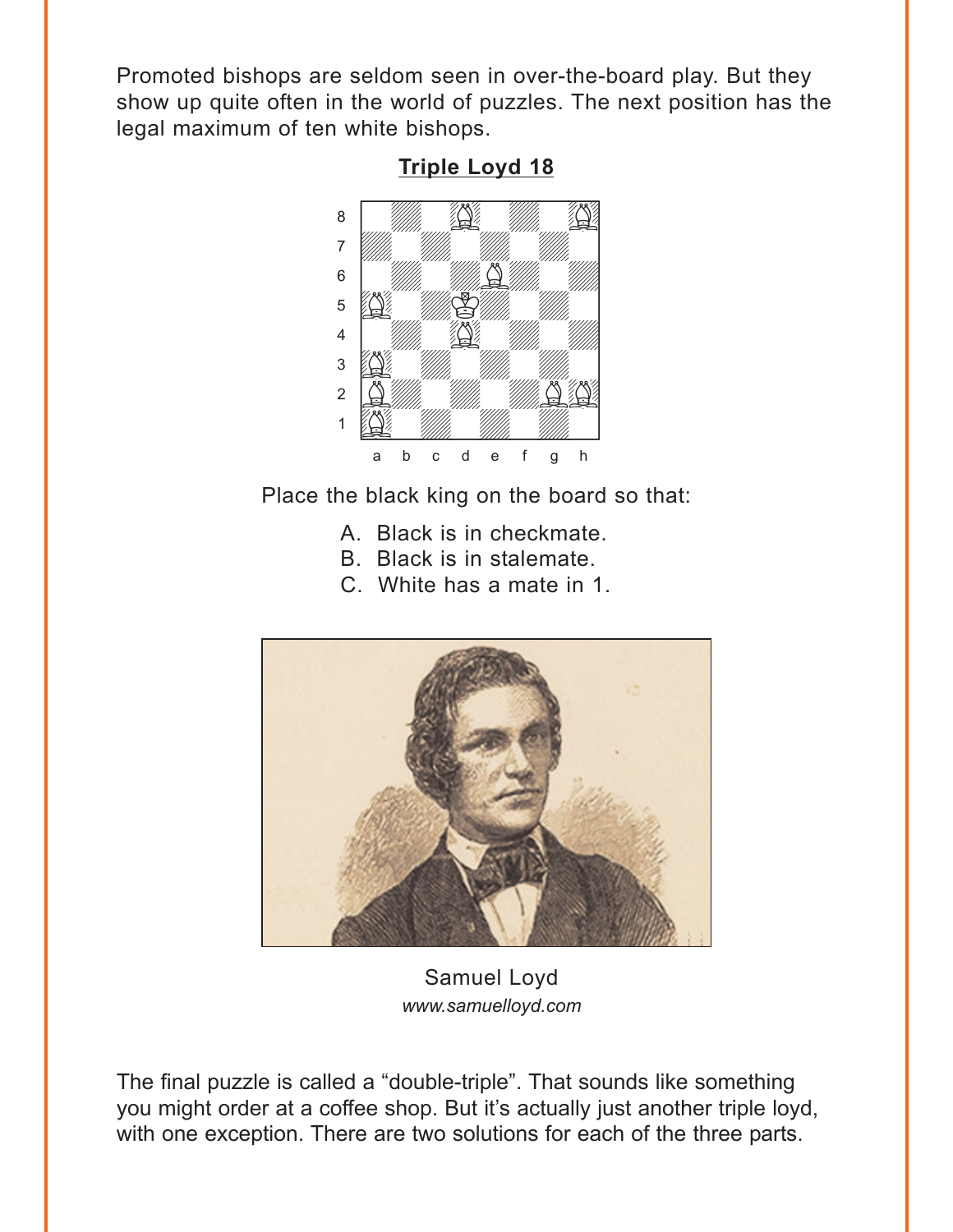Promoted bishops are seldom seen in over-the-board play. But they show up quite often in the world of puzzles. The next position has the legal maximum of ten white bishops.

**Triple Loyd 18**

Place the black king on the board so that:

A. Black is in checkmate.
B. Black is in stalemate.
C. White has a mate in 1.

Samuel Loyd
*www.samuelloyd.com*

The final puzzle is called a "double-triple". That sounds like something you might order at a coffee shop. But it's actually just another triple loyd, with one exception. There are two solutions for each of the three parts.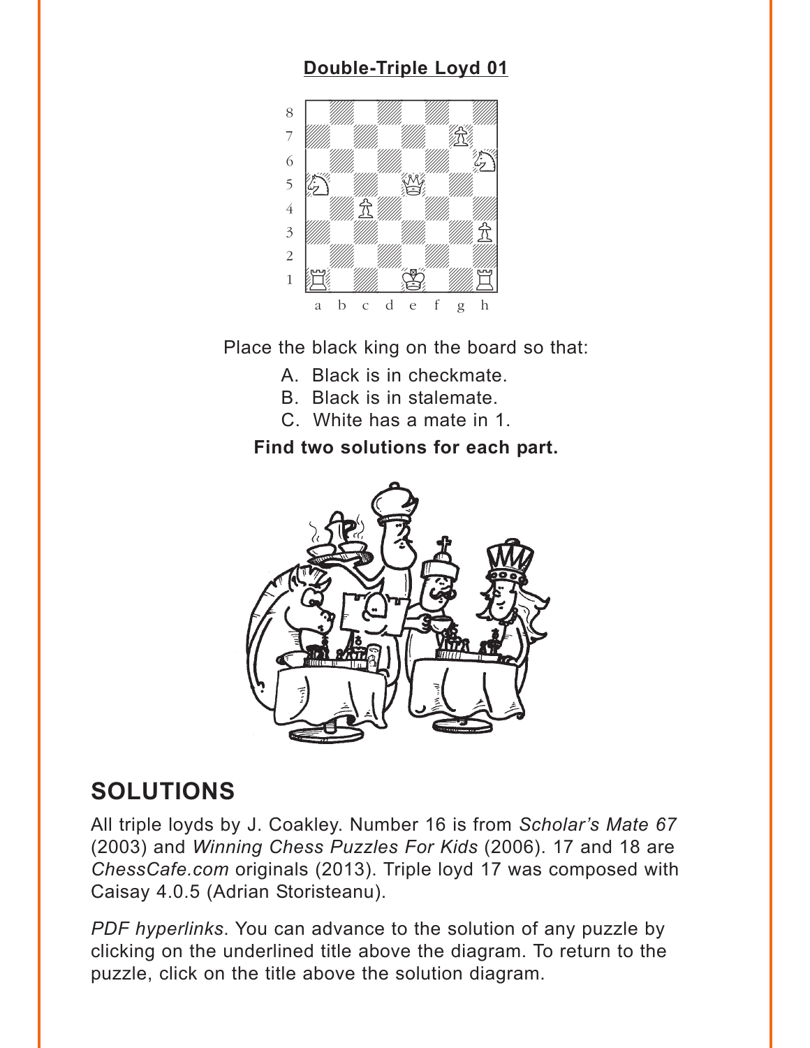**Double-Triple Loyd 01**

Place the black king on the board so that:

A. Black is in checkmate.
B. Black is in stalemate.
C. White has a mate in 1.

**Find two solutions for each part.**

## SOLUTIONS

All triple loyds by J. Coakley. Number 16 is from *Scholar's Mate 67* (2003) and *Winning Chess Puzzles For Kids* (2006). 17 and 18 are *ChessCafe.com* originals (2013). Triple loyd 17 was composed with Caisay 4.0.5 (Adrian Storisteanu).

*PDF hyperlinks*. You can advance to the solution of any puzzle by clicking on the underlined title above the diagram. To return to the puzzle, click on the title above the solution diagram.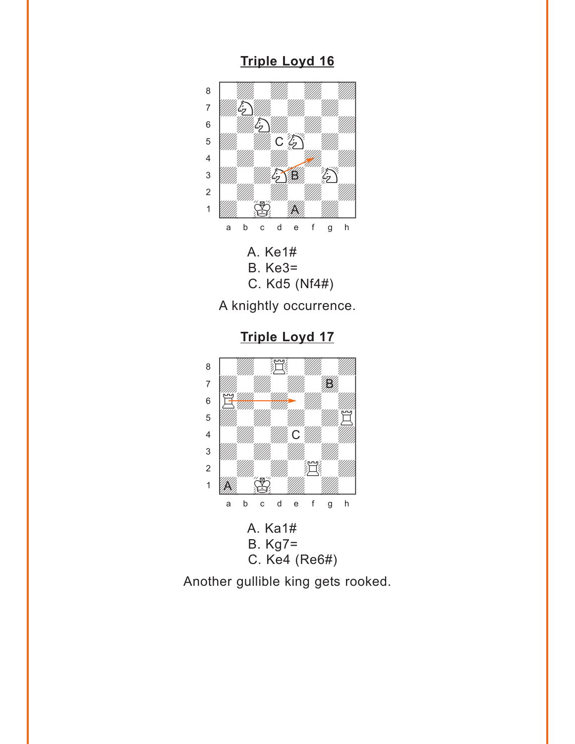## Triple Loyd 16

A. Ke1#
B. Ke3=
C. Kd5 (Nf4#)

A knightly occurrence.

## Triple Loyd 17

A. Ka1#
B. Kg7=
C. Ke4 (Re6#)

Another gullible king gets rooked.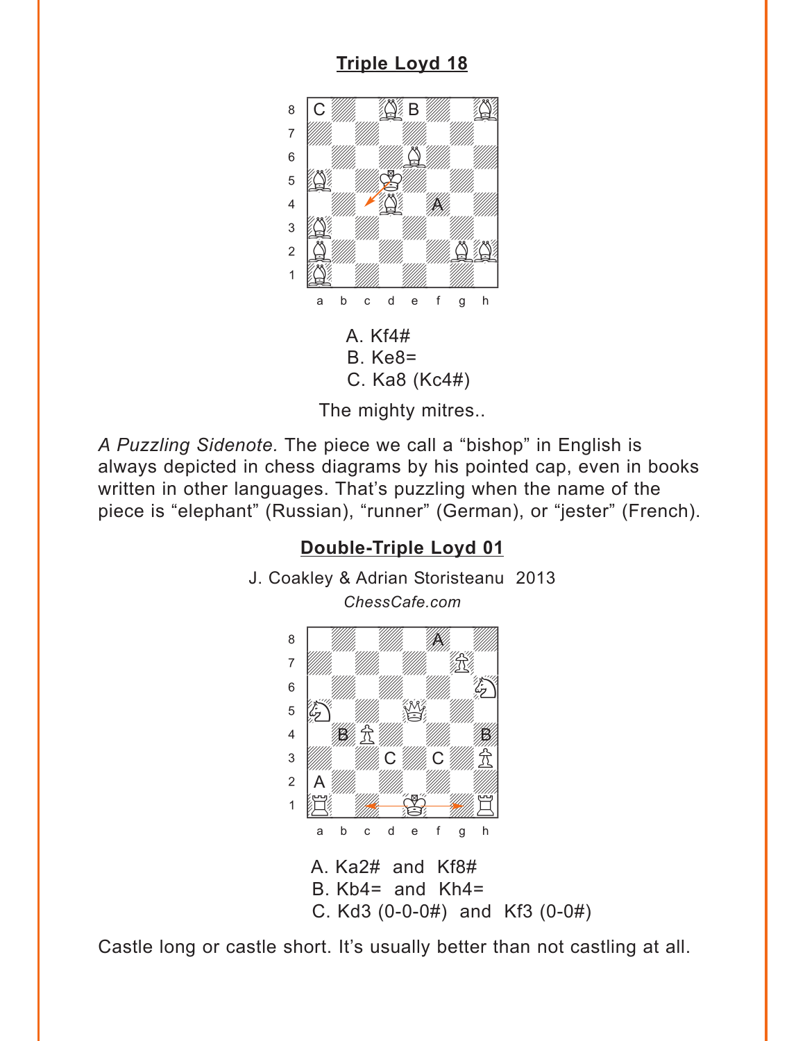## Triple Loyd 18

A. Kf4#
B. Ke8=
C. Ka8 (Kc4#)

The mighty mitres..

*A Puzzling Sidenote.* The piece we call a "bishop" in English is always depicted in chess diagrams by his pointed cap, even in books written in other languages. That's puzzling when the name of the piece is "elephant" (Russian), "runner" (German), or "jester" (French).

## Double-Triple Loyd 01

J. Coakley & Adrian Storisteanu 2013
*ChessCafe.com*

A. Ka2# and Kf8#
B. Kb4= and Kh4=
C. Kd3 (0-0-0#) and Kf3 (0-0#)

Castle long or castle short. It's usually better than not castling at all.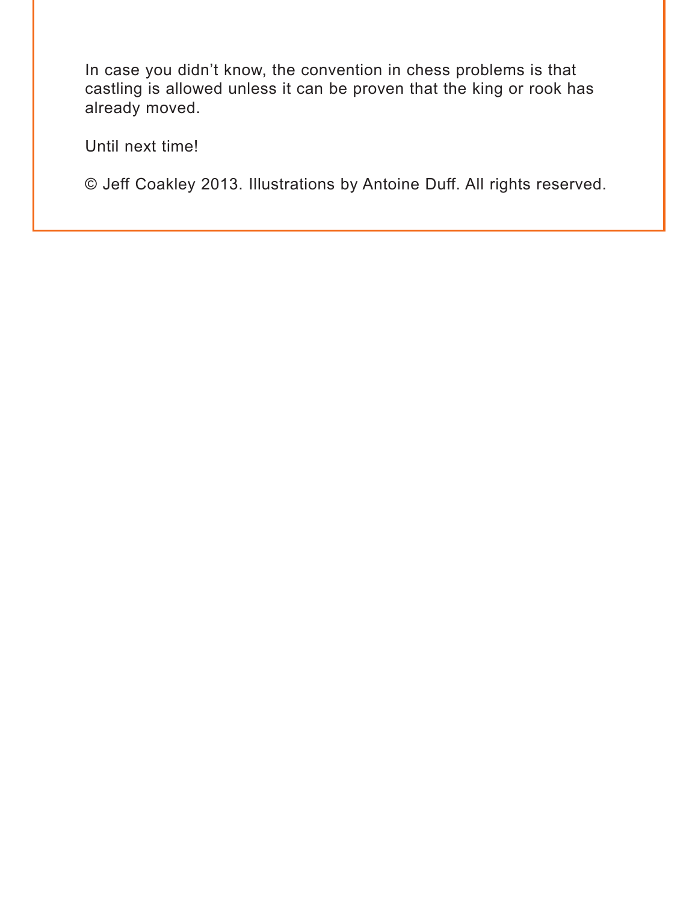In case you didn't know, the convention in chess problems is that castling is allowed unless it can be proven that the king or rook has already moved.

Until next time!

© Jeff Coakley 2013. Illustrations by Antoine Duff. All rights reserved.